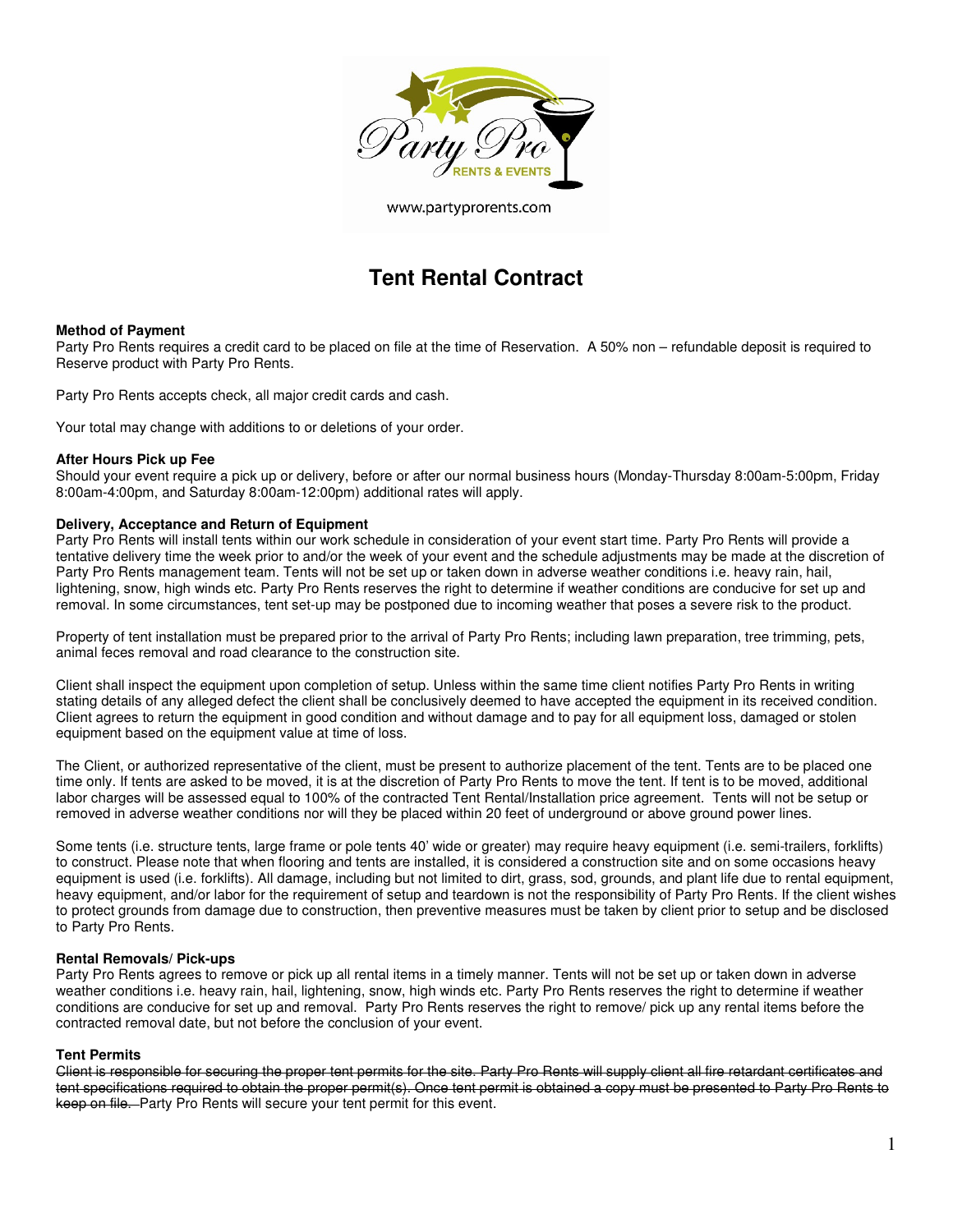Party Pro RENTS & EVENTS

www.partyprorents.com

# Tent Rental Contract

**Method of Payment**
Party Pro Rents requires a credit card to be placed on file at the time of Reservation. A 50% non – refundable deposit is required to Reserve product with Party Pro Rents.

Party Pro Rents accepts check, all major credit cards and cash.

Your total may change with additions to or deletions of your order.

**After Hours Pick up Fee**
Should your event require a pick up or delivery, before or after our normal business hours (Monday-Thursday 8:00am-5:00pm, Friday 8:00am-4:00pm, and Saturday 8:00am-12:00pm) additional rates will apply.

**Delivery, Acceptance and Return of Equipment**
Party Pro Rents will install tents within our work schedule in consideration of your event start time. Party Pro Rents will provide a tentative delivery time the week prior to and/or the week of your event and the schedule adjustments may be made at the discretion of Party Pro Rents management team. Tents will not be set up or taken down in adverse weather conditions i.e. heavy rain, hail, lightening, snow, high winds etc. Party Pro Rents reserves the right to determine if weather conditions are conducive for set up and removal. In some circumstances, tent set-up may be postponed due to incoming weather that poses a severe risk to the product.

Property of tent installation must be prepared prior to the arrival of Party Pro Rents; including lawn preparation, tree trimming, pets, animal feces removal and road clearance to the construction site.

Client shall inspect the equipment upon completion of setup. Unless within the same time client notifies Party Pro Rents in writing stating details of any alleged defect the client shall be conclusively deemed to have accepted the equipment in its received condition. Client agrees to return the equipment in good condition and without damage and to pay for all equipment loss, damaged or stolen equipment based on the equipment value at time of loss.

The Client, or authorized representative of the client, must be present to authorize placement of the tent. Tents are to be placed one time only. If tents are asked to be moved, it is at the discretion of Party Pro Rents to move the tent. If tent is to be moved, additional labor charges will be assessed equal to 100% of the contracted Tent Rental/Installation price agreement. Tents will not be setup or removed in adverse weather conditions nor will they be placed within 20 feet of underground or above ground power lines.

Some tents (i.e. structure tents, large frame or pole tents 40' wide or greater) may require heavy equipment (i.e. semi-trailers, forklifts) to construct. Please note that when flooring and tents are installed, it is considered a construction site and on some occasions heavy equipment is used (i.e. forklifts). All damage, including but not limited to dirt, grass, sod, grounds, and plant life due to rental equipment, heavy equipment, and/or labor for the requirement of setup and teardown is not the responsibility of Party Pro Rents. If the client wishes to protect grounds from damage due to construction, then preventive measures must be taken by client prior to setup and be disclosed to Party Pro Rents.

**Rental Removals/ Pick-ups**
Party Pro Rents agrees to remove or pick up all rental items in a timely manner. Tents will not be set up or taken down in adverse weather conditions i.e. heavy rain, hail, lightening, snow, high winds etc. Party Pro Rents reserves the right to determine if weather conditions are conducive for set up and removal. Party Pro Rents reserves the right to remove/ pick up any rental items before the contracted removal date, but not before the conclusion of your event.

**Tent Permits**
~~Client is responsible for securing the proper tent permits for the site. Party Pro Rents will supply client all fire retardant certificates and tent specifications required to obtain the proper permit(s). Once tent permit is obtained a copy must be presented to Party Pro Rents to keep on file.~~ Party Pro Rents will secure your tent permit for this event.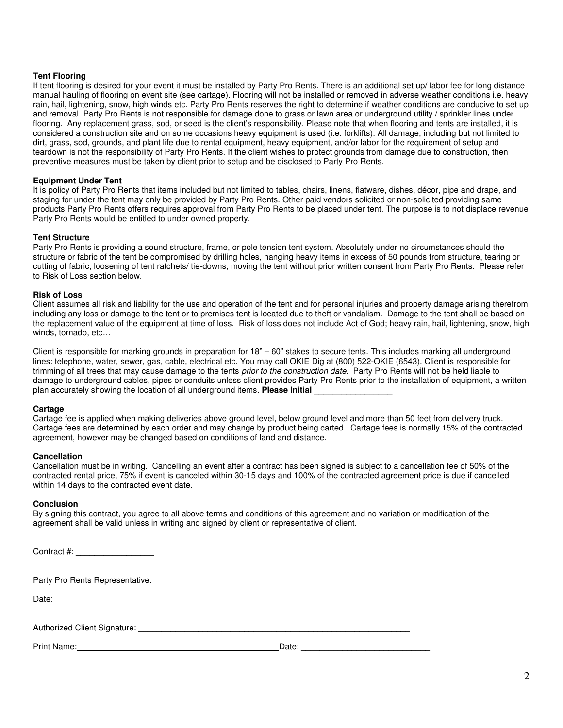**Tent Flooring**

If tent flooring is desired for your event it must be installed by Party Pro Rents. There is an additional set up/ labor fee for long distance manual hauling of flooring on event site (see cartage). Flooring will not be installed or removed in adverse weather conditions i.e. heavy rain, hail, lightening, snow, high winds etc. Party Pro Rents reserves the right to determine if weather conditions are conducive to set up and removal. Party Pro Rents is not responsible for damage done to grass or lawn area or underground utility / sprinkler lines under flooring. Any replacement grass, sod, or seed is the client's responsibility. Please note that when flooring and tents are installed, it is considered a construction site and on some occasions heavy equipment is used (i.e. forklifts). All damage, including but not limited to dirt, grass, sod, grounds, and plant life due to rental equipment, heavy equipment, and/or labor for the requirement of setup and teardown is not the responsibility of Party Pro Rents. If the client wishes to protect grounds from damage due to construction, then preventive measures must be taken by client prior to setup and be disclosed to Party Pro Rents.

**Equipment Under Tent**

It is policy of Party Pro Rents that items included but not limited to tables, chairs, linens, flatware, dishes, décor, pipe and drape, and staging for under the tent may only be provided by Party Pro Rents. Other paid vendors solicited or non-solicited providing same products Party Pro Rents offers requires approval from Party Pro Rents to be placed under tent. The purpose is to not displace revenue Party Pro Rents would be entitled to under owned property.

**Tent Structure**

Party Pro Rents is providing a sound structure, frame, or pole tension tent system. Absolutely under no circumstances should the structure or fabric of the tent be compromised by drilling holes, hanging heavy items in excess of 50 pounds from structure, tearing or cutting of fabric, loosening of tent ratchets/ tie-downs, moving the tent without prior written consent from Party Pro Rents. Please refer to Risk of Loss section below.

**Risk of Loss**

Client assumes all risk and liability for the use and operation of the tent and for personal injuries and property damage arising therefrom including any loss or damage to the tent or to premises tent is located due to theft or vandalism. Damage to the tent shall be based on the replacement value of the equipment at time of loss. Risk of loss does not include Act of God; heavy rain, hail, lightening, snow, high winds, tornado, etc…

Client is responsible for marking grounds in preparation for 18" – 60" stakes to secure tents. This includes marking all underground lines: telephone, water, sewer, gas, cable, electrical etc. You may call OKIE Dig at (800) 522-OKIE (6543). Client is responsible for trimming of all trees that may cause damage to the tents *prior to the construction date*. Party Pro Rents will not be held liable to damage to underground cables, pipes or conduits unless client provides Party Pro Rents prior to the installation of equipment, a written plan accurately showing the location of all underground items. **Please Initial** _________________

**Cartage**

Cartage fee is applied when making deliveries above ground level, below ground level and more than 50 feet from delivery truck. Cartage fees are determined by each order and may change by product being carted. Cartage fees is normally 15% of the contracted agreement, however may be changed based on conditions of land and distance.

**Cancellation**

Cancellation must be in writing. Cancelling an event after a contract has been signed is subject to a cancellation fee of 50% of the contracted rental price, 75% if event is canceled within 30-15 days and 100% of the contracted agreement price is due if cancelled within 14 days to the contracted event date.

**Conclusion**

By signing this contract, you agree to all above terms and conditions of this agreement and no variation or modification of the agreement shall be valid unless in writing and signed by client or representative of client.

Contract #: _________________

Party Pro Rents Representative: __________________________

Date: __________________________

Authorized Client Signature: ____________________________________________________________

Print Name: ______________________________________________ Date: ____________________________